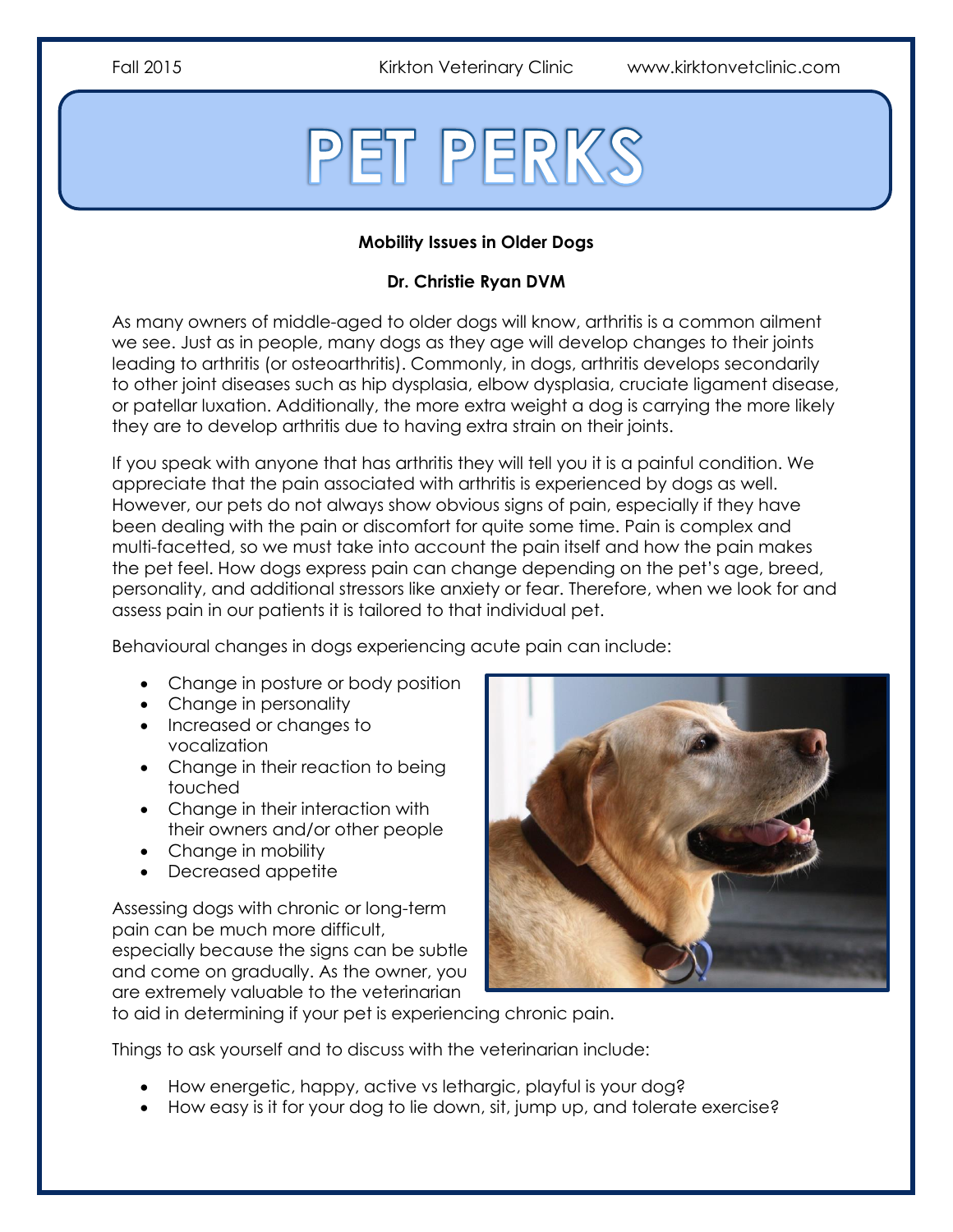# PET PERKS

**Mobility Issues in Older Dogs**

**Dr. Christie Ryan DVM**

As many owners of middle-aged to older dogs will know, arthritis is a common ailment we see. Just as in people, many dogs as they age will develop changes to their joints leading to arthritis (or osteoarthritis). Commonly, in dogs, arthritis develops secondarily to other joint diseases such as hip dysplasia, elbow dysplasia, cruciate ligament disease, or patellar luxation. Additionally, the more extra weight a dog is carrying the more likely they are to develop arthritis due to having extra strain on their joints.

If you speak with anyone that has arthritis they will tell you it is a painful condition. We appreciate that the pain associated with arthritis is experienced by dogs as well. However, our pets do not always show obvious signs of pain, especially if they have been dealing with the pain or discomfort for quite some time. Pain is complex and multi-facetted, so we must take into account the pain itself and how the pain makes the pet feel. How dogs express pain can change depending on the pet's age, breed, personality, and additional stressors like anxiety or fear. Therefore, when we look for and assess pain in our patients it is tailored to that individual pet.

Behavioural changes in dogs experiencing acute pain can include:

- Change in posture or body position
- Change in personality
- Increased or changes to vocalization
- Change in their reaction to being touched
- Change in their interaction with their owners and/or other people
- Change in mobility
- Decreased appetite

Assessing dogs with chronic or long-term pain can be much more difficult, especially because the signs can be subtle and come on gradually. As the owner, you are extremely valuable to the veterinarian to aid in determining if your pet is experiencing chronic pain.

Things to ask yourself and to discuss with the veterinarian include:

- How energetic, happy, active vs lethargic, playful is your dog?
- How easy is it for your dog to lie down, sit, jump up, and tolerate exercise?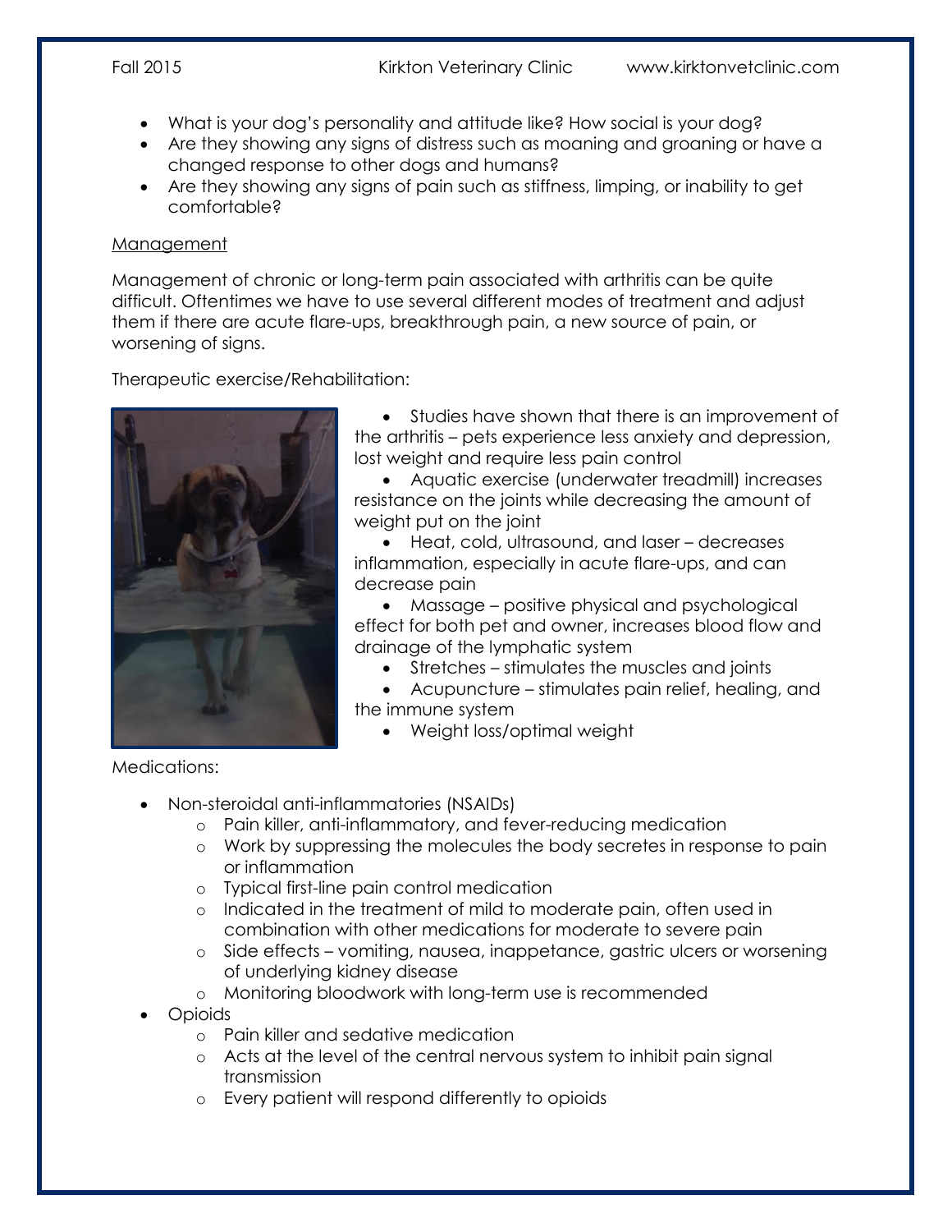- What is your dog's personality and attitude like? How social is your dog?
- Are they showing any signs of distress such as moaning and groaning or have a changed response to other dogs and humans?
- Are they showing any signs of pain such as stiffness, limping, or inability to get comfortable?

Management

Management of chronic or long-term pain associated with arthritis can be quite difficult. Oftentimes we have to use several different modes of treatment and adjust them if there are acute flare-ups, breakthrough pain, a new source of pain, or worsening of signs.

Therapeutic exercise/Rehabilitation:

- Studies have shown that there is an improvement of the arthritis – pets experience less anxiety and depression, lost weight and require less pain control
- Aquatic exercise (underwater treadmill) increases resistance on the joints while decreasing the amount of weight put on the joint
- Heat, cold, ultrasound, and laser – decreases inflammation, especially in acute flare-ups, and can decrease pain
- Massage – positive physical and psychological effect for both pet and owner, increases blood flow and drainage of the lymphatic system
- Stretches – stimulates the muscles and joints
- Acupuncture – stimulates pain relief, healing, and the immune system
- Weight loss/optimal weight

Medications:

- Non-steroidal anti-inflammatories (NSAIDs)
  - Pain killer, anti-inflammatory, and fever-reducing medication
  - Work by suppressing the molecules the body secretes in response to pain or inflammation
  - Typical first-line pain control medication
  - Indicated in the treatment of mild to moderate pain, often used in combination with other medications for moderate to severe pain
  - Side effects – vomiting, nausea, inappetance, gastric ulcers or worsening of underlying kidney disease
  - Monitoring bloodwork with long-term use is recommended
- Opioids
  - Pain killer and sedative medication
  - Acts at the level of the central nervous system to inhibit pain signal transmission
  - Every patient will respond differently to opioids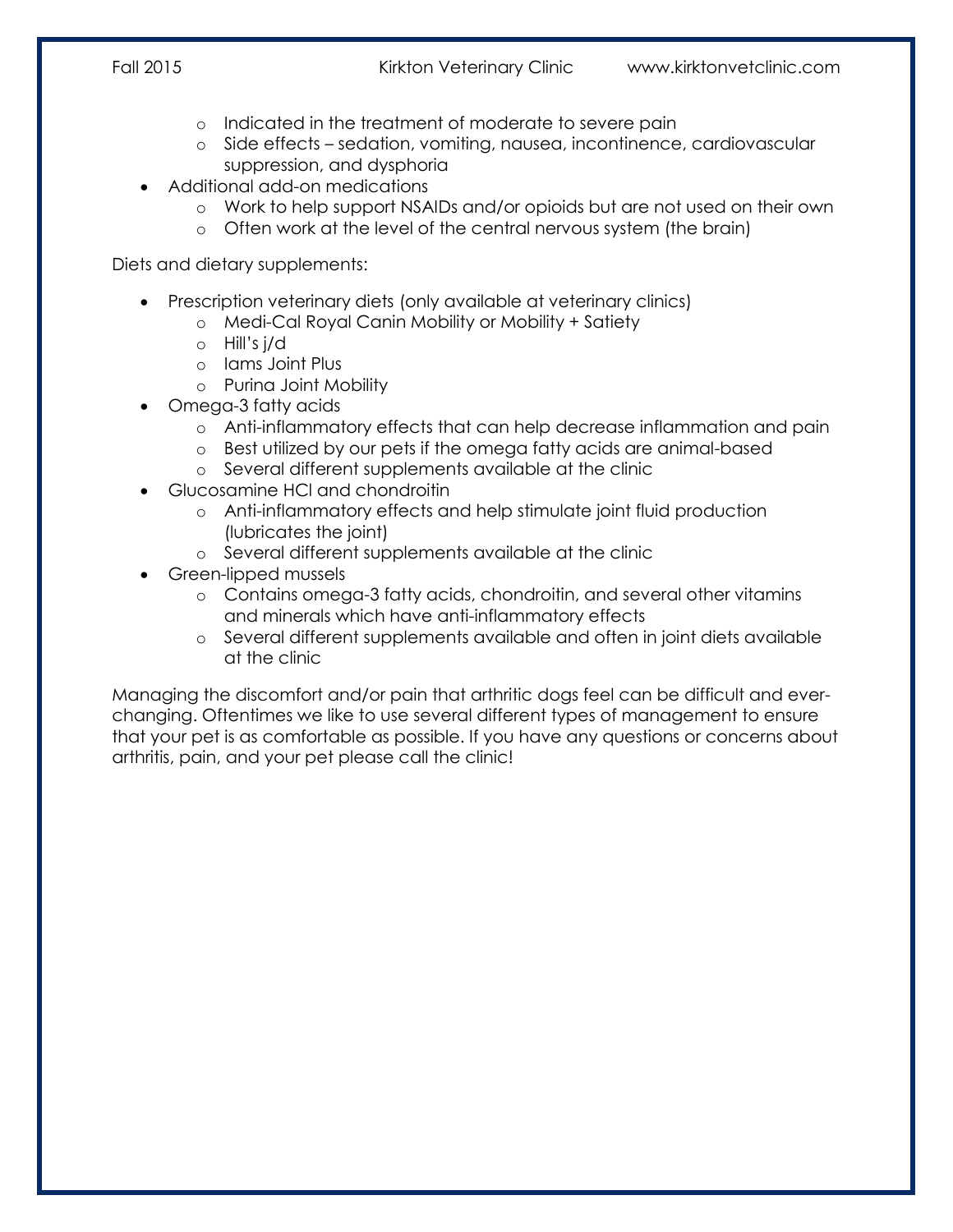- Indicated in the treatment of moderate to severe pain
    - Side effects – sedation, vomiting, nausea, incontinence, cardiovascular suppression, and dysphoria
- Additional add-on medications
    - Work to help support NSAIDs and/or opioids but are not used on their own
    - Often work at the level of the central nervous system (the brain)

Diets and dietary supplements:

- Prescription veterinary diets (only available at veterinary clinics)
    - Medi-Cal Royal Canin Mobility or Mobility + Satiety
    - Hill's j/d
    - Iams Joint Plus
    - Purina Joint Mobility
- Omega-3 fatty acids
    - Anti-inflammatory effects that can help decrease inflammation and pain
    - Best utilized by our pets if the omega fatty acids are animal-based
    - Several different supplements available at the clinic
- Glucosamine HCl and chondroitin
    - Anti-inflammatory effects and help stimulate joint fluid production (lubricates the joint)
    - Several different supplements available at the clinic
- Green-lipped mussels
    - Contains omega-3 fatty acids, chondroitin, and several other vitamins and minerals which have anti-inflammatory effects
    - Several different supplements available and often in joint diets available at the clinic

Managing the discomfort and/or pain that arthritic dogs feel can be difficult and ever-changing. Oftentimes we like to use several different types of management to ensure that your pet is as comfortable as possible. If you have any questions or concerns about arthritis, pain, and your pet please call the clinic!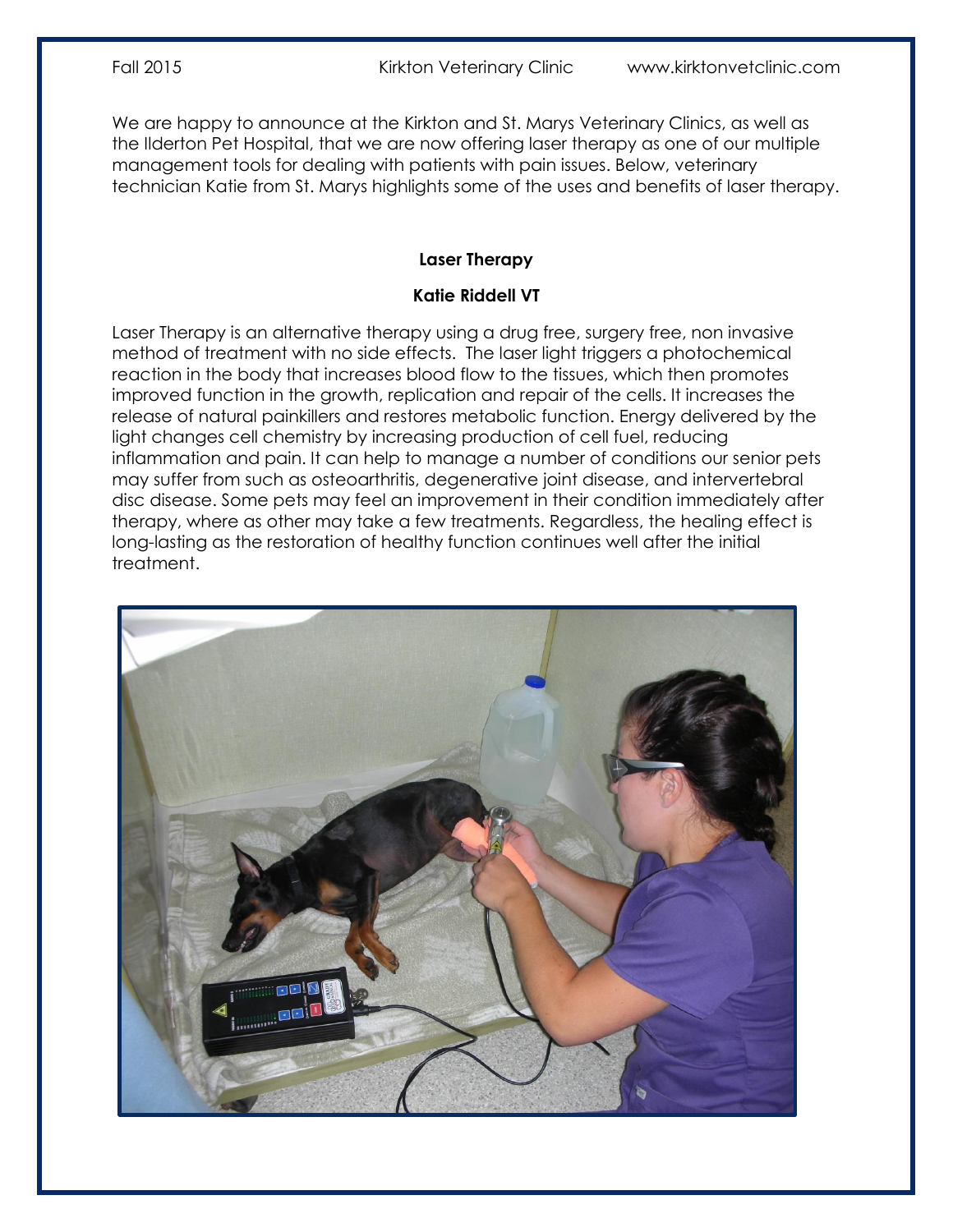We are happy to announce at the Kirkton and St. Marys Veterinary Clinics, as well as the Ilderton Pet Hospital, that we are now offering laser therapy as one of our multiple management tools for dealing with patients with pain issues. Below, veterinary technician Katie from St. Marys highlights some of the uses and benefits of laser therapy.

## Laser Therapy

**Katie Riddell VT**

Laser Therapy is an alternative therapy using a drug free, surgery free, non invasive method of treatment with no side effects. The laser light triggers a photochemical reaction in the body that increases blood flow to the tissues, which then promotes improved function in the growth, replication and repair of the cells. It increases the release of natural painkillers and restores metabolic function. Energy delivered by the light changes cell chemistry by increasing production of cell fuel, reducing inflammation and pain. It can help to manage a number of conditions our senior pets may suffer from such as osteoarthritis, degenerative joint disease, and intervertebral disc disease. Some pets may feel an improvement in their condition immediately after therapy, where as other may take a few treatments. Regardless, the healing effect is long-lasting as the restoration of healthy function continues well after the initial treatment.